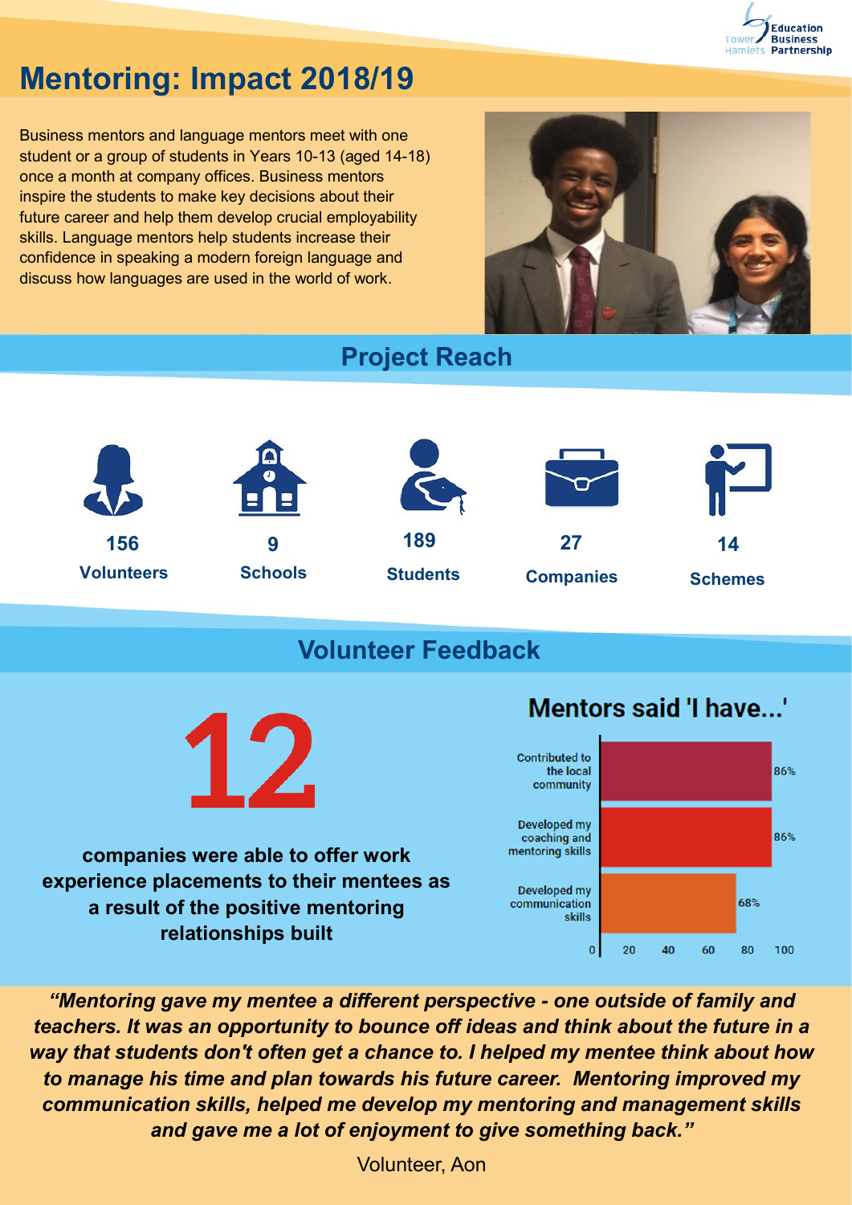# Mentoring: Impact 2018/19

Business mentors and language mentors meet with one student or a group of students in Years 10-13 (aged 14-18) once a month at company offices. Business mentors inspire the students to make key decisions about their future career and help them develop crucial employability skills. Language mentors help students increase their confidence in speaking a modern foreign language and discuss how languages are used in the world of work.

## Project Reach

| 156 | 9 | 189 | 27 | 14 |
|---|---|---|---|---|
| Volunteers | Schools | Students | Companies | Schemes |

## Volunteer Feedback

**12**

**companies were able to offer work experience placements to their mentees as a result of the positive mentoring relationships built**

### Mentors said 'I have...'

| | % |
|---|---|
| Contributed to the local community | 86% |
| Developed my coaching and mentoring skills | 86% |
| Developed my communication skills | 68% |

***"Mentoring gave my mentee a different perspective - one outside of family and teachers. It was an opportunity to bounce off ideas and think about the future in a way that students don't often get a chance to. I helped my mentee think about how to manage his time and plan towards his future career. Mentoring improved my communication skills, helped me develop my mentoring and management skills and gave me a lot of enjoyment to give something back."***

Volunteer, Aon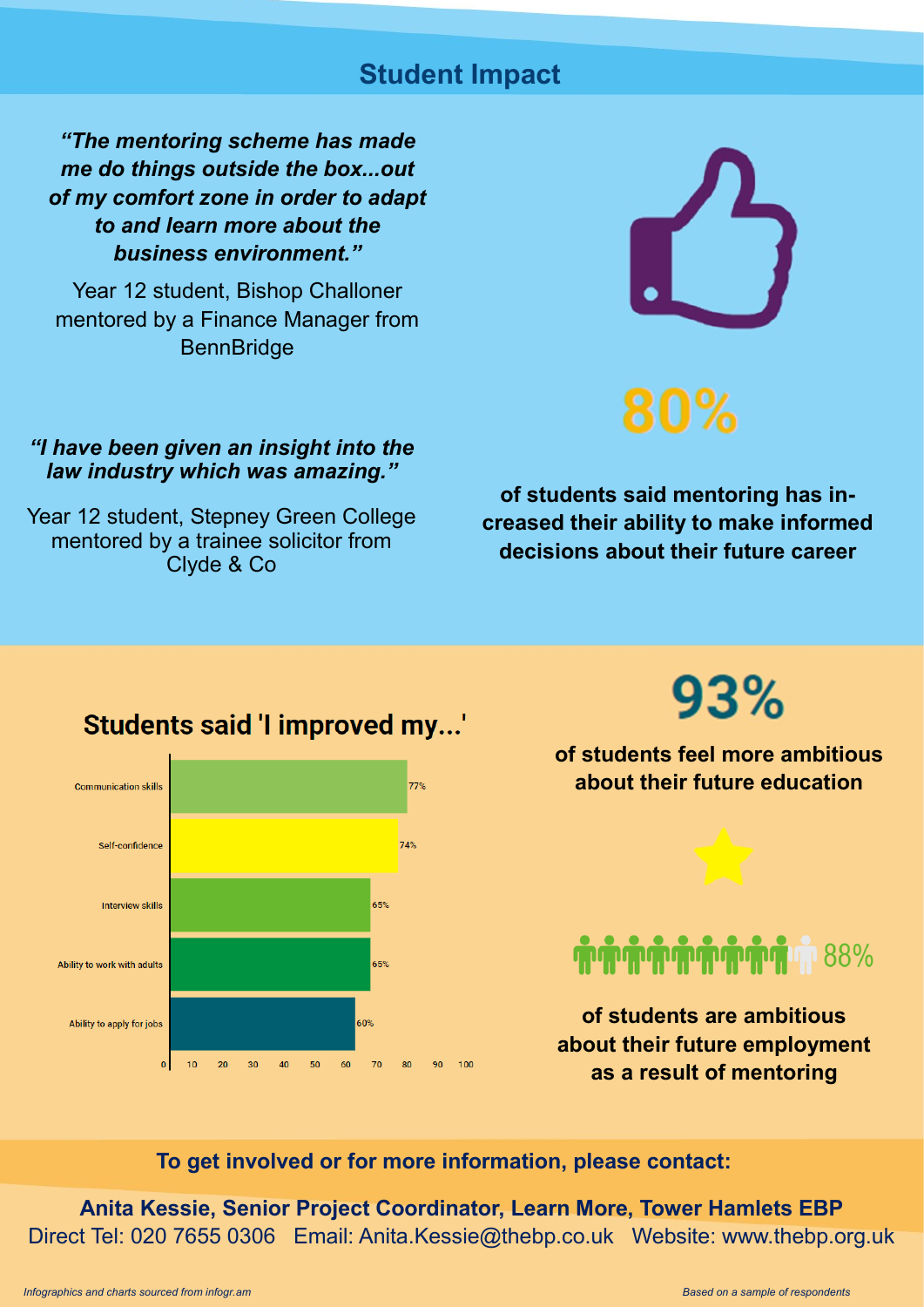## Student Impact

***"The mentoring scheme has made me do things outside the box...out of my comfort zone in order to adapt to and learn more about the business environment."***

Year 12 student, Bishop Challoner mentored by a Finance Manager from BennBridge

***"I have been given an insight into the law industry which was amazing."***

Year 12 student, Stepney Green College mentored by a trainee solicitor from Clyde & Co

**80%**

**of students said mentoring has increased their ability to make informed decisions about their future career**

### Students said 'I improved my...'

Communication skills 77%
Self-confidence 74%
Interview skills 65%
Ability to work with adults 65%
Ability to apply for jobs 60%

0 10 20 30 40 50 60 70 80 90 100

**93%**

**of students feel more ambitious about their future education**

88%

**of students are ambitious about their future employment as a result of mentoring**

**To get involved or for more information, please contact:**

**Anita Kessie, Senior Project Coordinator, Learn More, Tower Hamlets EBP**
Direct Tel: 020 7655 0306 Email: Anita.Kessie@thebp.co.uk Website: www.thebp.org.uk

*Infographics and charts sourced from infogr.am*

*Based on a sample of respondents*